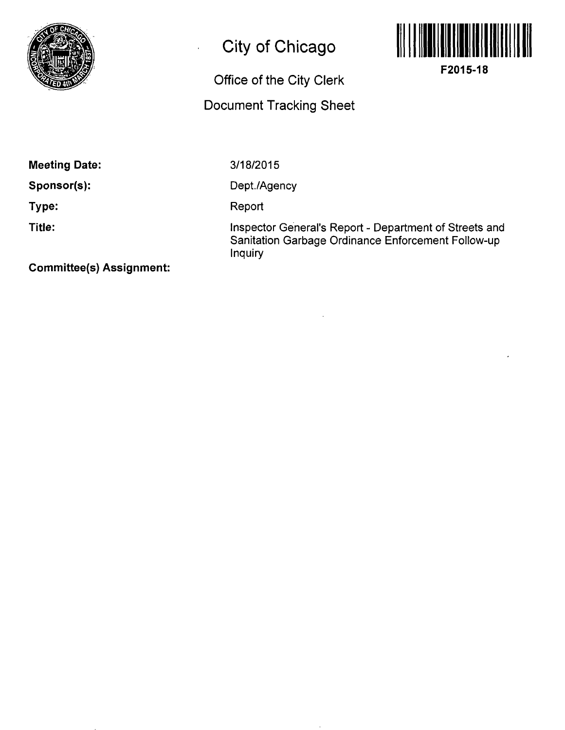# City of Chicago

## Office of the City Clerk

## Document Tracking Sheet

**F2015-18**

**Meeting Date:** 3/18/2015

**Sponsor(s):** Dept./Agency

**Type:** Report

**Title:** Inspector General's Report - Department of Streets and Sanitation Garbage Ordinance Enforcement Follow-up Inquiry

**Committee(s) Assignment:**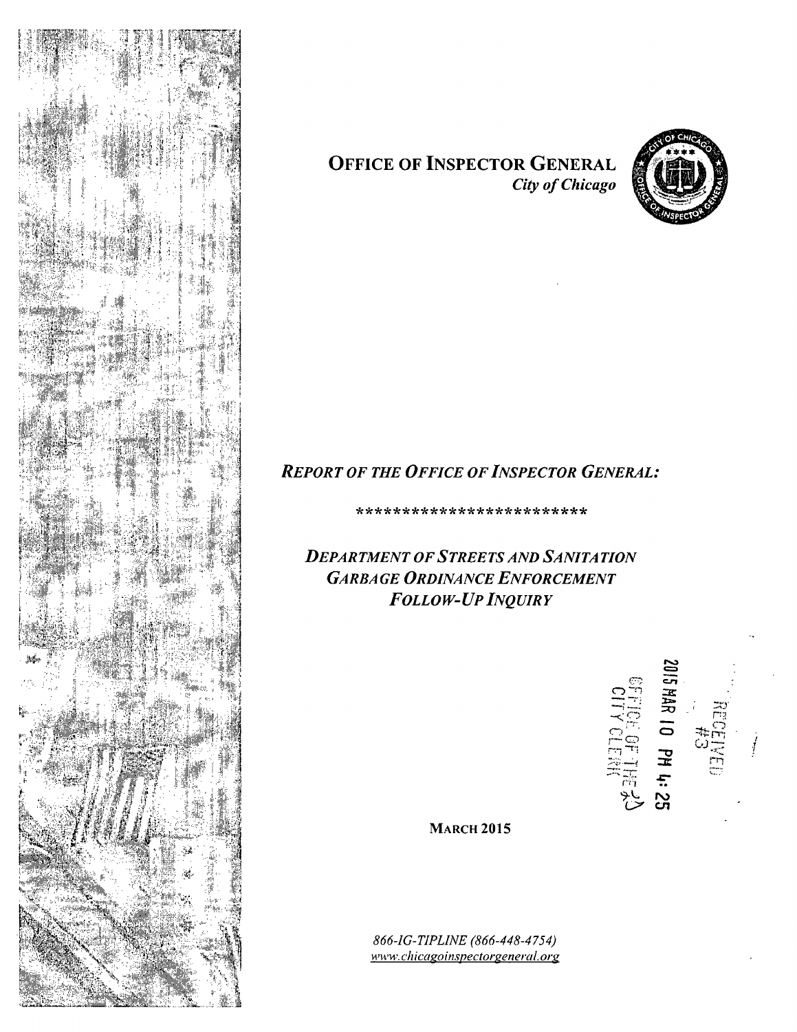# OFFICE OF INSPECTOR GENERAL

*City of Chicago*

***REPORT OF THE OFFICE OF INSPECTOR GENERAL:***

*************************

***DEPARTMENT OF STREETS AND SANITATION GARBAGE ORDINANCE ENFORCEMENT FOLLOW-UP INQUIRY***

RECEIVED #3

2015 MAR 10 PM 4:25

OFFICE OF THE CITY CLERK

**MARCH 2015**

*866-IG-TIPLINE (866-448-4754)*
*www.chicagoinspectorgeneral.org*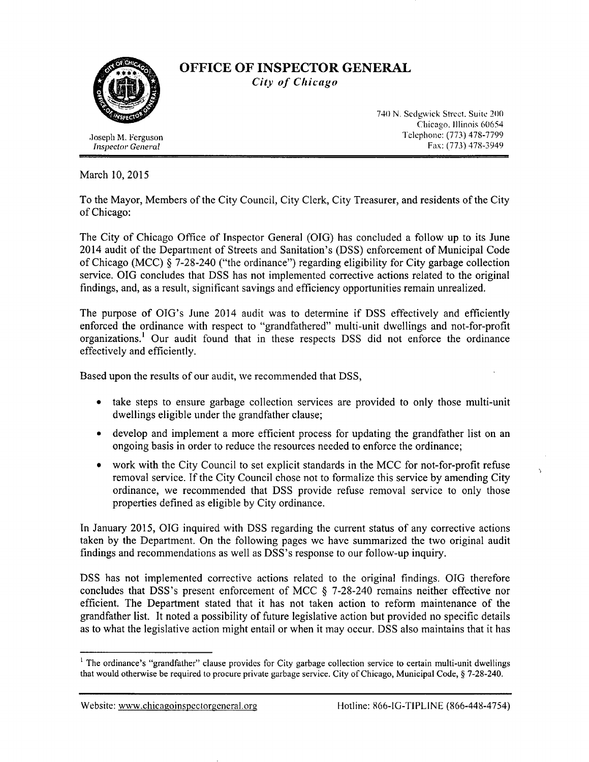# OFFICE OF INSPECTOR GENERAL

*City of Chicago*

Joseph M. Ferguson
*Inspector General*

740 N. Sedgwick Street, Suite 200
Chicago, Illinois 60654
Telephone: (773) 478-7799
Fax: (773) 478-3949

March 10, 2015

To the Mayor, Members of the City Council, City Clerk, City Treasurer, and residents of the City of Chicago:

The City of Chicago Office of Inspector General (OIG) has concluded a follow up to its June 2014 audit of the Department of Streets and Sanitation's (DSS) enforcement of Municipal Code of Chicago (MCC) § 7-28-240 ("the ordinance") regarding eligibility for City garbage collection service. OIG concludes that DSS has not implemented corrective actions related to the original findings, and, as a result, significant savings and efficiency opportunities remain unrealized.

The purpose of OIG's June 2014 audit was to determine if DSS effectively and efficiently enforced the ordinance with respect to "grandfathered" multi-unit dwellings and not-for-profit organizations.[1] Our audit found that in these respects DSS did not enforce the ordinance effectively and efficiently.

Based upon the results of our audit, we recommended that DSS,

- take steps to ensure garbage collection services are provided to only those multi-unit dwellings eligible under the grandfather clause;
- develop and implement a more efficient process for updating the grandfather list on an ongoing basis in order to reduce the resources needed to enforce the ordinance;
- work with the City Council to set explicit standards in the MCC for not-for-profit refuse removal service. If the City Council chose not to formalize this service by amending City ordinance, we recommended that DSS provide refuse removal service to only those properties defined as eligible by City ordinance.

In January 2015, OIG inquired with DSS regarding the current status of any corrective actions taken by the Department. On the following pages we have summarized the two original audit findings and recommendations as well as DSS's response to our follow-up inquiry.

DSS has not implemented corrective actions related to the original findings. OIG therefore concludes that DSS's present enforcement of MCC § 7-28-240 remains neither effective nor efficient. The Department stated that it has not taken action to reform maintenance of the grandfather list. It noted a possibility of future legislative action but provided no specific details as to what the legislative action might entail or when it may occur. DSS also maintains that it has

[1] The ordinance's "grandfather" clause provides for City garbage collection service to certain multi-unit dwellings that would otherwise be required to procure private garbage service. City of Chicago, Municipal Code, § 7-28-240.

Website: www.chicagoinspectorgeneral.org Hotline: 866-IG-TIPLINE (866-448-4754)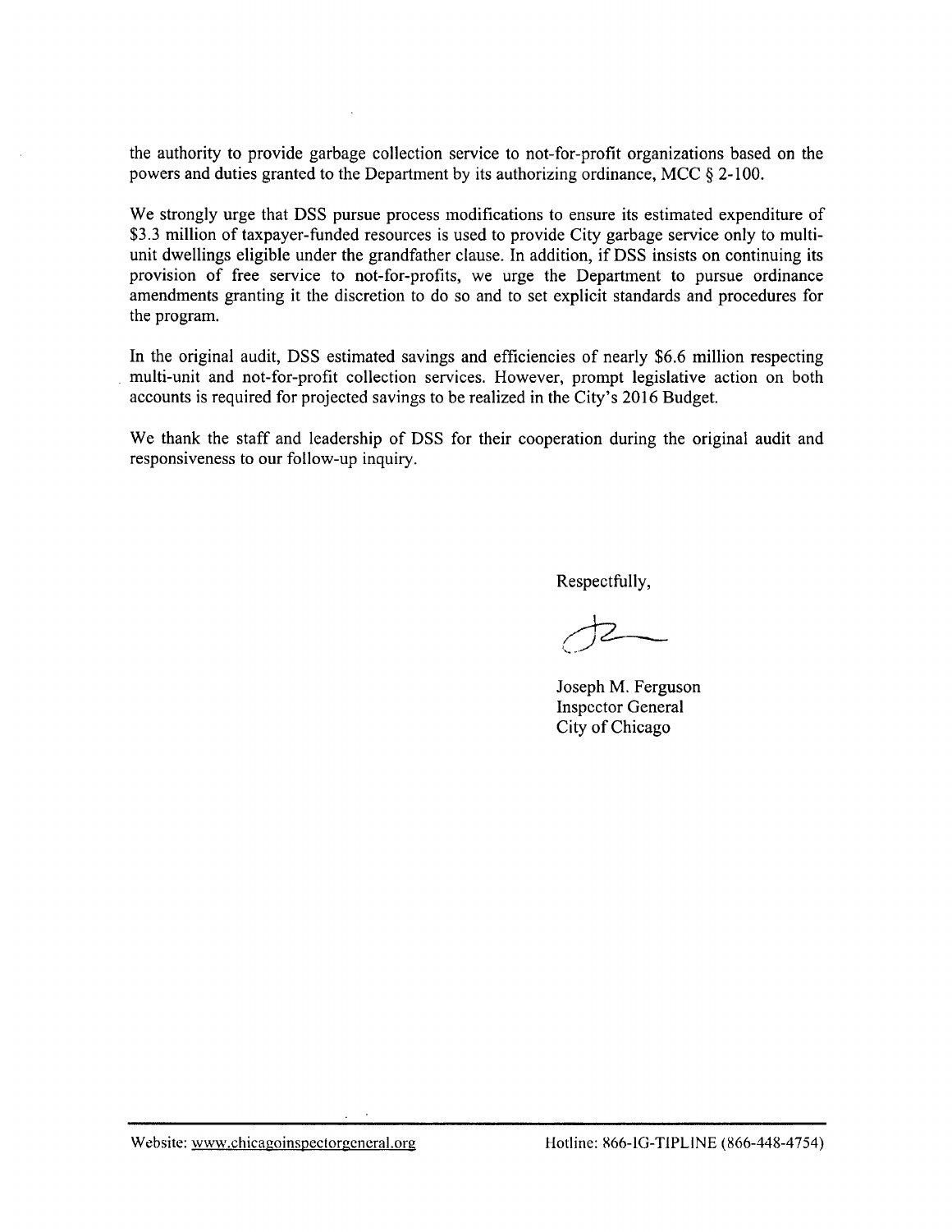the authority to provide garbage collection service to not-for-profit organizations based on the powers and duties granted to the Department by its authorizing ordinance, MCC § 2-100.

We strongly urge that DSS pursue process modifications to ensure its estimated expenditure of $3.3 million of taxpayer-funded resources is used to provide City garbage service only to multi-unit dwellings eligible under the grandfather clause. In addition, if DSS insists on continuing its provision of free service to not-for-profits, we urge the Department to pursue ordinance amendments granting it the discretion to do so and to set explicit standards and procedures for the program.

In the original audit, DSS estimated savings and efficiencies of nearly $6.6 million respecting multi-unit and not-for-profit collection services. However, prompt legislative action on both accounts is required for projected savings to be realized in the City's 2016 Budget.

We thank the staff and leadership of DSS for their cooperation during the original audit and responsiveness to our follow-up inquiry.

Respectfully,

Joseph M. Ferguson
Inspector General
City of Chicago

Website: www.chicagoinspectorgeneral.org Hotline: 866-IG-TIPLINE (866-448-4754)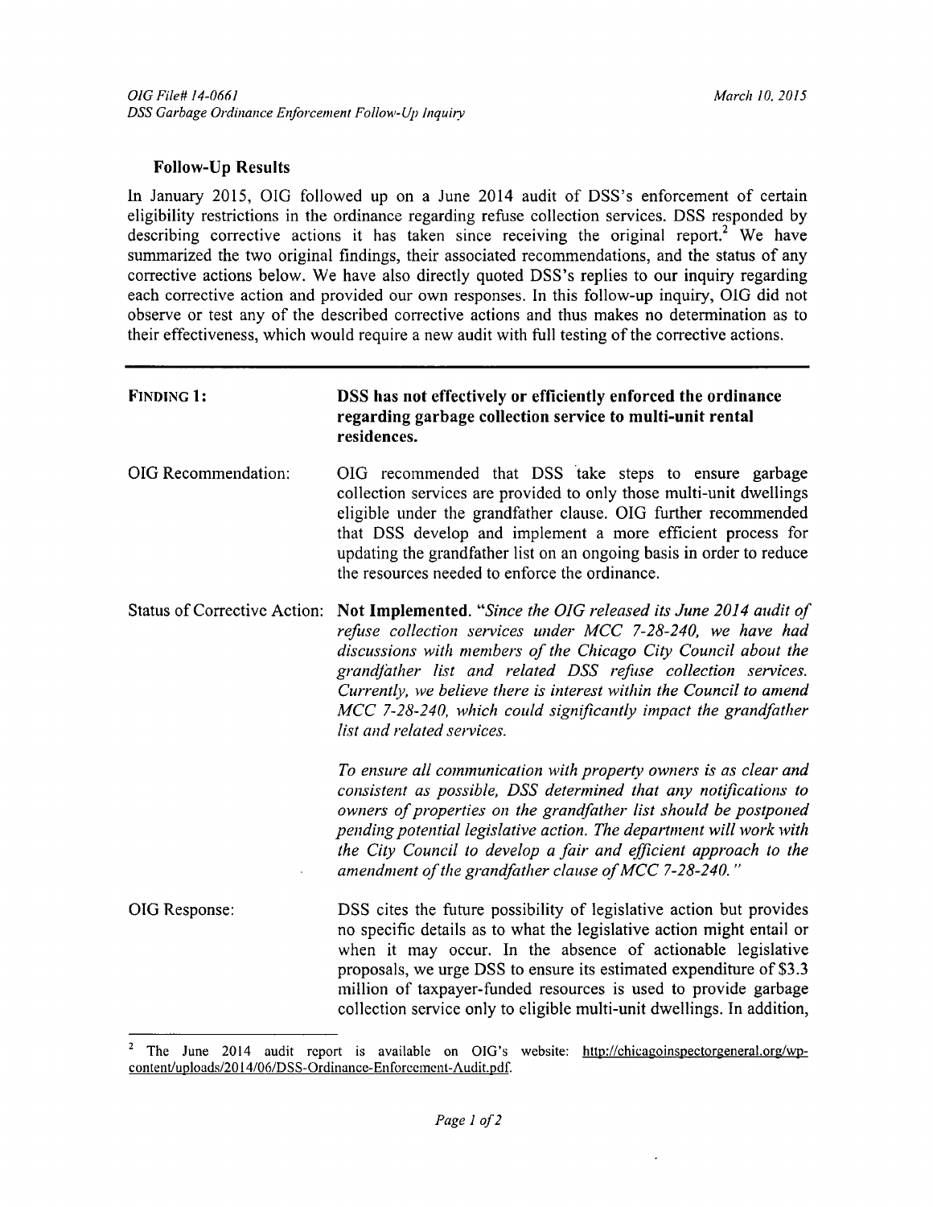## Follow-Up Results

In January 2015, OIG followed up on a June 2014 audit of DSS's enforcement of certain eligibility restrictions in the ordinance regarding refuse collection services. DSS responded by describing corrective actions it has taken since receiving the original report.[2] We have summarized the two original findings, their associated recommendations, and the status of any corrective actions below. We have also directly quoted DSS's replies to our inquiry regarding each corrective action and provided our own responses. In this follow-up inquiry, OIG did not observe or test any of the described corrective actions and thus makes no determination as to their effectiveness, which would require a new audit with full testing of the corrective actions.

---

**FINDING 1:** **DSS has not effectively or efficiently enforced the ordinance regarding garbage collection service to multi-unit rental residences.**

OIG Recommendation: OIG recommended that DSS take steps to ensure garbage collection services are provided to only those multi-unit dwellings eligible under the grandfather clause. OIG further recommended that DSS develop and implement a more efficient process for updating the grandfather list on an ongoing basis in order to reduce the resources needed to enforce the ordinance.

Status of Corrective Action: **Not Implemented.** "*Since the OIG released its June 2014 audit of refuse collection services under MCC 7-28-240, we have had discussions with members of the Chicago City Council about the grandfather list and related DSS refuse collection services. Currently, we believe there is interest within the Council to amend MCC 7-28-240, which could significantly impact the grandfather list and related services.*

*To ensure all communication with property owners is as clear and consistent as possible, DSS determined that any notifications to owners of properties on the grandfather list should be postponed pending potential legislative action. The department will work with the City Council to develop a fair and efficient approach to the amendment of the grandfather clause of MCC 7-28-240.*"

OIG Response: DSS cites the future possibility of legislative action but provides no specific details as to what the legislative action might entail or when it may occur. In the absence of actionable legislative proposals, we urge DSS to ensure its estimated expenditure of \$3.3 million of taxpayer-funded resources is used to provide garbage collection service only to eligible multi-unit dwellings. In addition,

---

[2] The June 2014 audit report is available on OIG's website: http://chicagoinspectorgeneral.org/wp-content/uploads/2014/06/DSS-Ordinance-Enforcement-Audit.pdf.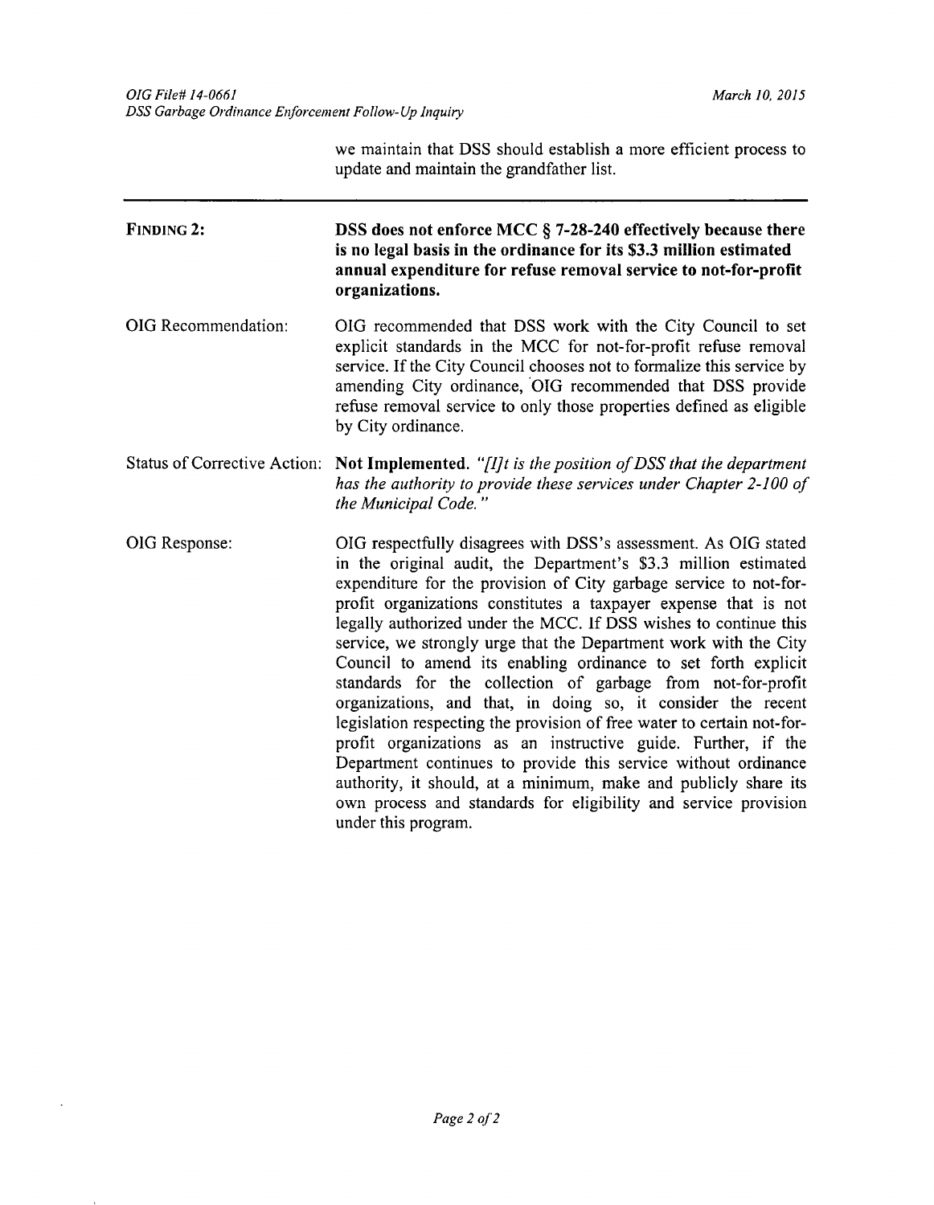we maintain that DSS should establish a more efficient process to update and maintain the grandfather list.

---

**FINDING 2:** **DSS does not enforce MCC § 7-28-240 effectively because there is no legal basis in the ordinance for its $3.3 million estimated annual expenditure for refuse removal service to not-for-profit organizations.**

OIG Recommendation: OIG recommended that DSS work with the City Council to set explicit standards in the MCC for not-for-profit refuse removal service. If the City Council chooses not to formalize this service by amending City ordinance, OIG recommended that DSS provide refuse removal service to only those properties defined as eligible by City ordinance.

Status of Corrective Action: **Not Implemented.** *"[I]t is the position of DSS that the department has the authority to provide these services under Chapter 2-100 of the Municipal Code."*

OIG Response: OIG respectfully disagrees with DSS's assessment. As OIG stated in the original audit, the Department's $3.3 million estimated expenditure for the provision of City garbage service to not-for-profit organizations constitutes a taxpayer expense that is not legally authorized under the MCC. If DSS wishes to continue this service, we strongly urge that the Department work with the City Council to amend its enabling ordinance to set forth explicit standards for the collection of garbage from not-for-profit organizations, and that, in doing so, it consider the recent legislation respecting the provision of free water to certain not-for-profit organizations as an instructive guide. Further, if the Department continues to provide this service without ordinance authority, it should, at a minimum, make and publicly share its own process and standards for eligibility and service provision under this program.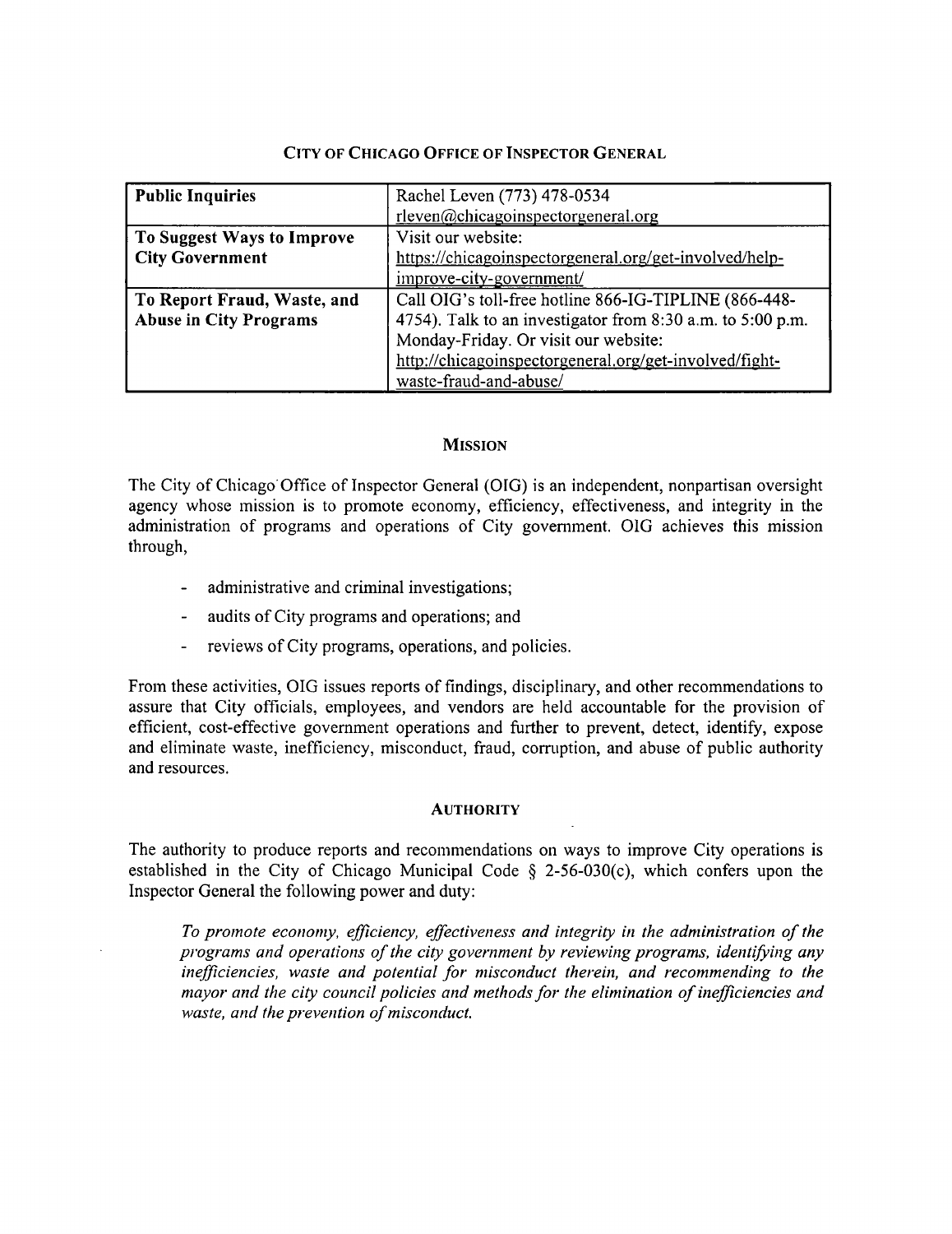## City of Chicago Office of Inspector General

| | |
|---|---|
| **Public Inquiries** | Rachel Leven (773) 478-0534<br>rleven@chicagoinspectorgeneral.org |
| **To Suggest Ways to Improve City Government** | Visit our website:<br>https://chicagoinspectorgeneral.org/get-involved/help-improve-city-government/ |
| **To Report Fraud, Waste, and Abuse in City Programs** | Call OIG's toll-free hotline 866-IG-TIPLINE (866-448-4754). Talk to an investigator from 8:30 a.m. to 5:00 p.m. Monday-Friday. Or visit our website:<br>http://chicagoinspectorgeneral.org/get-involved/fight-waste-fraud-and-abuse/ |

### Mission

The City of Chicago Office of Inspector General (OIG) is an independent, nonpartisan oversight agency whose mission is to promote economy, efficiency, effectiveness, and integrity in the administration of programs and operations of City government. OIG achieves this mission through,

- administrative and criminal investigations;
- audits of City programs and operations; and
- reviews of City programs, operations, and policies.

From these activities, OIG issues reports of findings, disciplinary, and other recommendations to assure that City officials, employees, and vendors are held accountable for the provision of efficient, cost-effective government operations and further to prevent, detect, identify, expose and eliminate waste, inefficiency, misconduct, fraud, corruption, and abuse of public authority and resources.

### Authority

The authority to produce reports and recommendations on ways to improve City operations is established in the City of Chicago Municipal Code § 2-56-030(c), which confers upon the Inspector General the following power and duty:

> *To promote economy, efficiency, effectiveness and integrity in the administration of the programs and operations of the city government by reviewing programs, identifying any inefficiencies, waste and potential for misconduct therein, and recommending to the mayor and the city council policies and methods for the elimination of inefficiencies and waste, and the prevention of misconduct.*